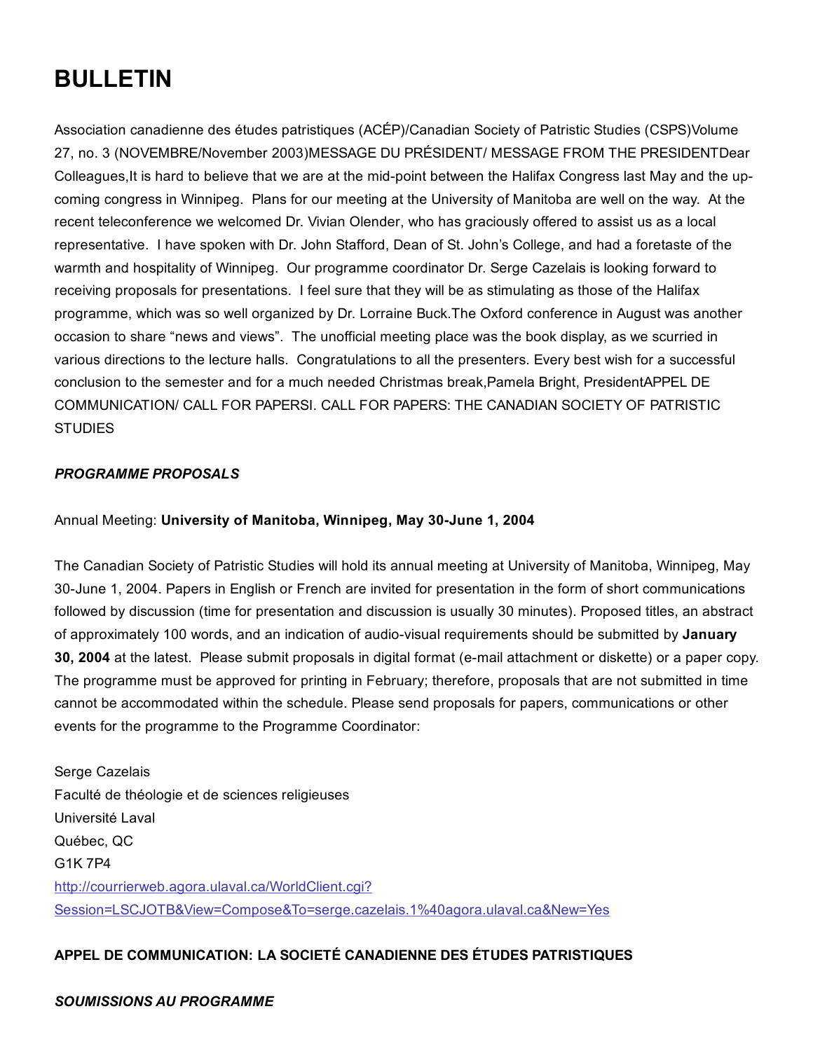# BULLETIN

Association canadienne des études patristiques (ACÉP)/Canadian Society of Patristic Studies (CSPS)Volume 27, no. 3 (NOVEMBRE/November 2003)MESSAGE DU PRÉSIDENT/ MESSAGE FROM THE PRESIDENTDear Colleagues,It is hard to believe that we are at the mid-point between the Halifax Congress last May and the up-coming congress in Winnipeg. Plans for our meeting at the University of Manitoba are well on the way. At the recent teleconference we welcomed Dr. Vivian Olender, who has graciously offered to assist us as a local representative. I have spoken with Dr. John Stafford, Dean of St. John's College, and had a foretaste of the warmth and hospitality of Winnipeg. Our programme coordinator Dr. Serge Cazelais is looking forward to receiving proposals for presentations. I feel sure that they will be as stimulating as those of the Halifax programme, which was so well organized by Dr. Lorraine Buck.The Oxford conference in August was another occasion to share "news and views". The unofficial meeting place was the book display, as we scurried in various directions to the lecture halls. Congratulations to all the presenters. Every best wish for a successful conclusion to the semester and for a much needed Christmas break,Pamela Bright, PresidentAPPEL DE COMMUNICATION/ CALL FOR PAPERSI. CALL FOR PAPERS: THE CANADIAN SOCIETY OF PATRISTIC STUDIES

***PROGRAMME PROPOSALS***

Annual Meeting: **University of Manitoba, Winnipeg, May 30-June 1, 2004**

The Canadian Society of Patristic Studies will hold its annual meeting at University of Manitoba, Winnipeg, May 30-June 1, 2004. Papers in English or French are invited for presentation in the form of short communications followed by discussion (time for presentation and discussion is usually 30 minutes). Proposed titles, an abstract of approximately 100 words, and an indication of audio-visual requirements should be submitted by **January 30, 2004** at the latest. Please submit proposals in digital format (e-mail attachment or diskette) or a paper copy. The programme must be approved for printing in February; therefore, proposals that are not submitted in time cannot be accommodated within the schedule. Please send proposals for papers, communications or other events for the programme to the Programme Coordinator:

Serge Cazelais
Faculté de théologie et de sciences religieuses
Université Laval
Québec, QC
G1K 7P4
[http://courrierweb.agora.ulaval.ca/WorldClient.cgi?Session=LSCJOTB&View=Compose&To=serge.cazelais.1%40agora.ulaval.ca&New=Yes](http://courrierweb.agora.ulaval.ca/WorldClient.cgi?Session=LSCJOTB&View=Compose&To=serge.cazelais.1%40agora.ulaval.ca&New=Yes)

**APPEL DE COMMUNICATION: LA SOCIETÉ CANADIENNE DES ÉTUDES PATRISTIQUES**

***SOUMISSIONS AU PROGRAMME***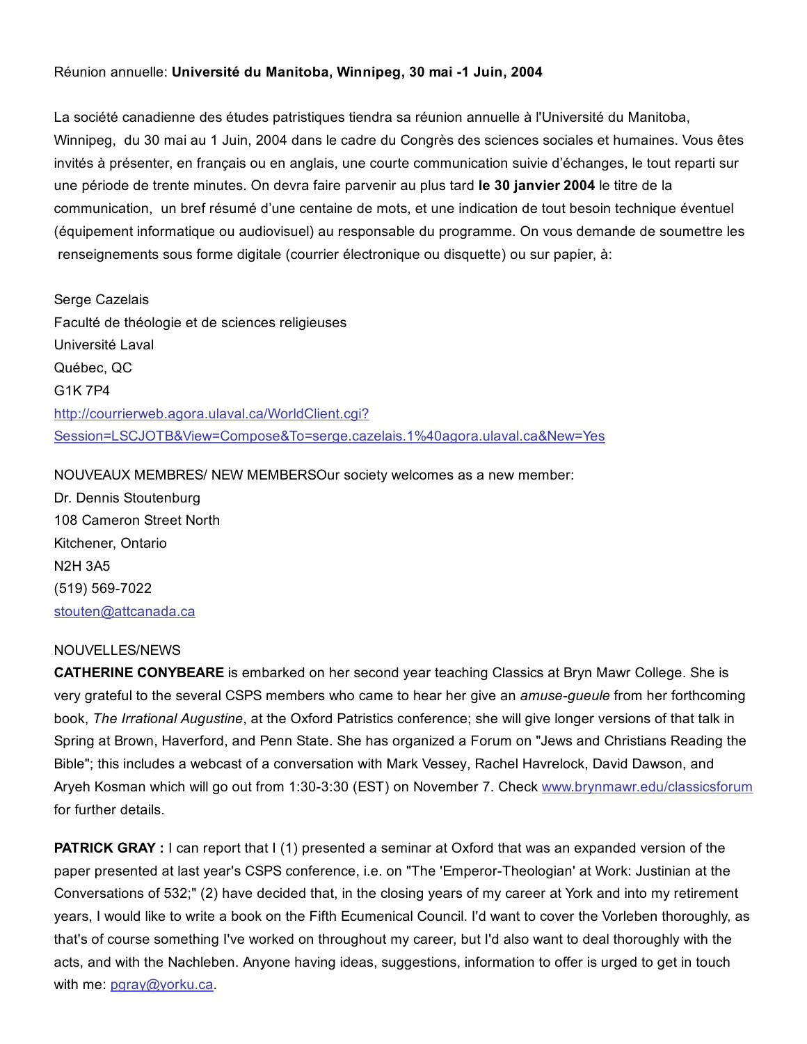Réunion annuelle: **Université du Manitoba, Winnipeg, 30 mai -1 Juin, 2004**

La société canadienne des études patristiques tiendra sa réunion annuelle à l'Université du Manitoba, Winnipeg, du 30 mai au 1 Juin, 2004 dans le cadre du Congrès des sciences sociales et humaines. Vous êtes invités à présenter, en français ou en anglais, une courte communication suivie d'échanges, le tout reparti sur une période de trente minutes. On devra faire parvenir au plus tard **le 30 janvier 2004** le titre de la communication, un bref résumé d'une centaine de mots, et une indication de tout besoin technique éventuel (équipement informatique ou audiovisuel) au responsable du programme. On vous demande de soumettre les renseignements sous forme digitale (courrier électronique ou disquette) ou sur papier, à:

Serge Cazelais
Faculté de théologie et de sciences religieuses
Université Laval
Québec, QC
G1K 7P4
http://courrierweb.agora.ulaval.ca/WorldClient.cgi?Session=LSCJOTB&View=Compose&To=serge.cazelais.1%40agora.ulaval.ca&New=Yes

NOUVEAUX MEMBRES/ NEW MEMBERSOur society welcomes as a new member:
Dr. Dennis Stoutenburg
108 Cameron Street North
Kitchener, Ontario
N2H 3A5
(519) 569-7022
stouten@attcanada.ca

NOUVELLES/NEWS

**CATHERINE CONYBEARE** is embarked on her second year teaching Classics at Bryn Mawr College. She is very grateful to the several CSPS members who came to hear her give an *amuse-gueule* from her forthcoming book, *The Irrational Augustine*, at the Oxford Patristics conference; she will give longer versions of that talk in Spring at Brown, Haverford, and Penn State. She has organized a Forum on "Jews and Christians Reading the Bible"; this includes a webcast of a conversation with Mark Vessey, Rachel Havrelock, David Dawson, and Aryeh Kosman which will go out from 1:30-3:30 (EST) on November 7. Check www.brynmawr.edu/classicsforum for further details.

**PATRICK GRAY :** I can report that I (1) presented a seminar at Oxford that was an expanded version of the paper presented at last year's CSPS conference, i.e. on "The 'Emperor-Theologian' at Work: Justinian at the Conversations of 532;" (2) have decided that, in the closing years of my career at York and into my retirement years, I would like to write a book on the Fifth Ecumenical Council. I'd want to cover the Vorleben thoroughly, as that's of course something I've worked on throughout my career, but I'd also want to deal thoroughly with the acts, and with the Nachleben. Anyone having ideas, suggestions, information to offer is urged to get in touch with me: pgray@yorku.ca.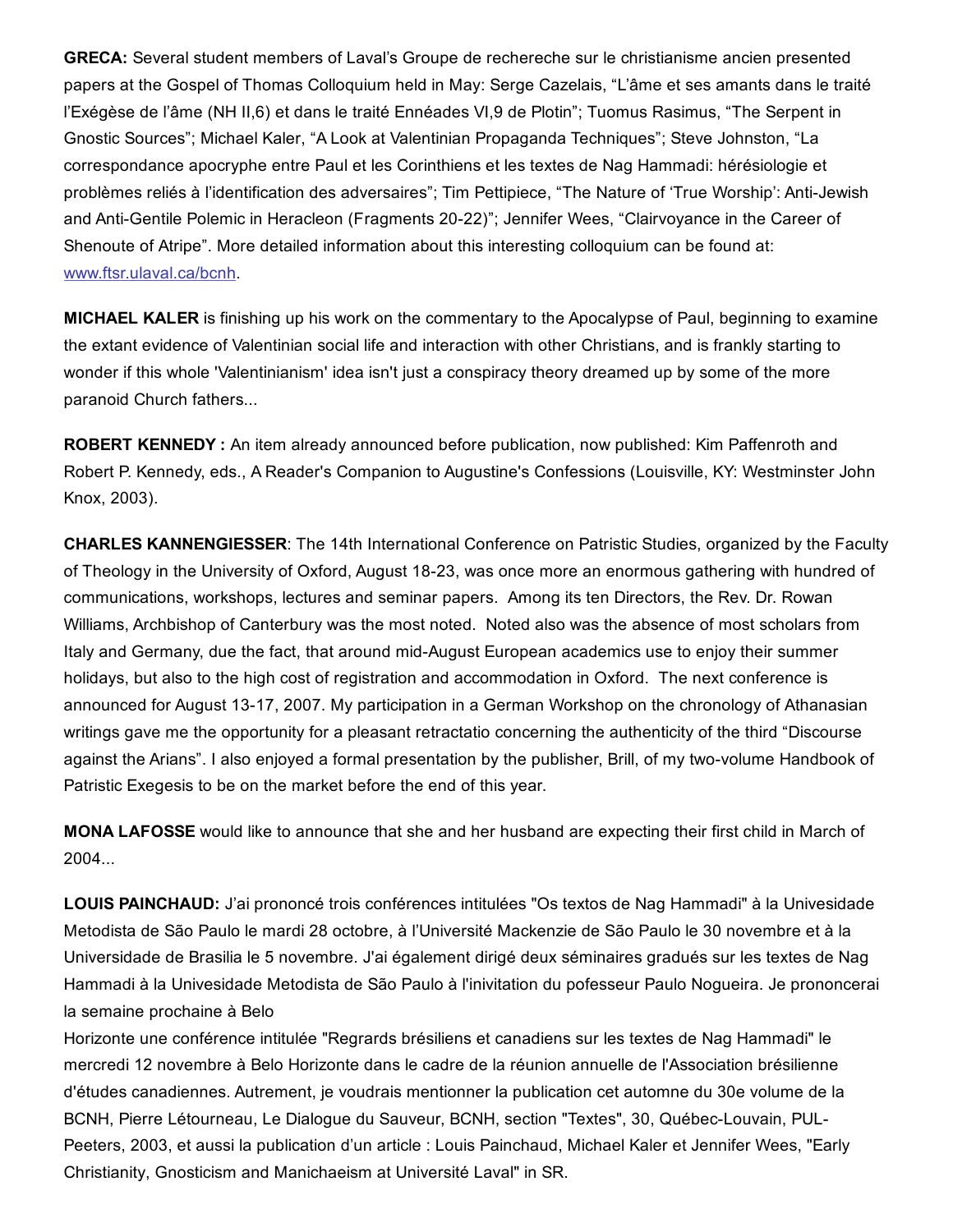**GRECA:** Several student members of Laval's Groupe de rechereche sur le christianisme ancien presented papers at the Gospel of Thomas Colloquium held in May: Serge Cazelais, "L'âme et ses amants dans le traité l'Exégèse de l'âme (NH II,6) et dans le traité Ennéades VI,9 de Plotin"; Tuomus Rasimus, "The Serpent in Gnostic Sources"; Michael Kaler, "A Look at Valentinian Propaganda Techniques"; Steve Johnston, "La correspondance apocryphe entre Paul et les Corinthiens et les textes de Nag Hammadi: hérésiologie et problèmes reliés à l'identification des adversaires"; Tim Pettipiece, "The Nature of 'True Worship': Anti-Jewish and Anti-Gentile Polemic in Heracleon (Fragments 20-22)"; Jennifer Wees, "Clairvoyance in the Career of Shenoute of Atripe". More detailed information about this interesting colloquium can be found at: www.ftsr.ulaval.ca/bcnh.

**MICHAEL KALER** is finishing up his work on the commentary to the Apocalypse of Paul, beginning to examine the extant evidence of Valentinian social life and interaction with other Christians, and is frankly starting to wonder if this whole 'Valentinianism' idea isn't just a conspiracy theory dreamed up by some of the more paranoid Church fathers...

**ROBERT KENNEDY :** An item already announced before publication, now published: Kim Paffenroth and Robert P. Kennedy, eds., A Reader's Companion to Augustine's Confessions (Louisville, KY: Westminster John Knox, 2003).

**CHARLES KANNENGIESSER**: The 14th International Conference on Patristic Studies, organized by the Faculty of Theology in the University of Oxford, August 18-23, was once more an enormous gathering with hundred of communications, workshops, lectures and seminar papers. Among its ten Directors, the Rev. Dr. Rowan Williams, Archbishop of Canterbury was the most noted. Noted also was the absence of most scholars from Italy and Germany, due the fact, that around mid-August European academics use to enjoy their summer holidays, but also to the high cost of registration and accommodation in Oxford. The next conference is announced for August 13-17, 2007. My participation in a German Workshop on the chronology of Athanasian writings gave me the opportunity for a pleasant retractatio concerning the authenticity of the third "Discourse against the Arians". I also enjoyed a formal presentation by the publisher, Brill, of my two-volume Handbook of Patristic Exegesis to be on the market before the end of this year.

**MONA LAFOSSE** would like to announce that she and her husband are expecting their first child in March of 2004...

**LOUIS PAINCHAUD:** J'ai prononcé trois conférences intitulées "Os textos de Nag Hammadi" à la Univesidade Metodista de São Paulo le mardi 28 octobre, à l'Université Mackenzie de São Paulo le 30 novembre et à la Universidade de Brasilia le 5 novembre. J'ai également dirigé deux séminaires gradués sur les textes de Nag Hammadi à la Univesidade Metodista de São Paulo à l'inivitation du pofesseur Paulo Nogueira. Je prononcerai la semaine prochaine à Belo
Horizonte une conférence intitulée "Regrards brésiliens et canadiens sur les textes de Nag Hammadi" le mercredi 12 novembre à Belo Horizonte dans le cadre de la réunion annuelle de l'Association brésilienne d'études canadiennes. Autrement, je voudrais mentionner la publication cet automne du 30e volume de la BCNH, Pierre Létourneau, Le Dialogue du Sauveur, BCNH, section "Textes", 30, Québec-Louvain, PUL-Peeters, 2003, et aussi la publication d'un article : Louis Painchaud, Michael Kaler et Jennifer Wees, "Early Christianity, Gnosticism and Manichaeism at Université Laval" in SR.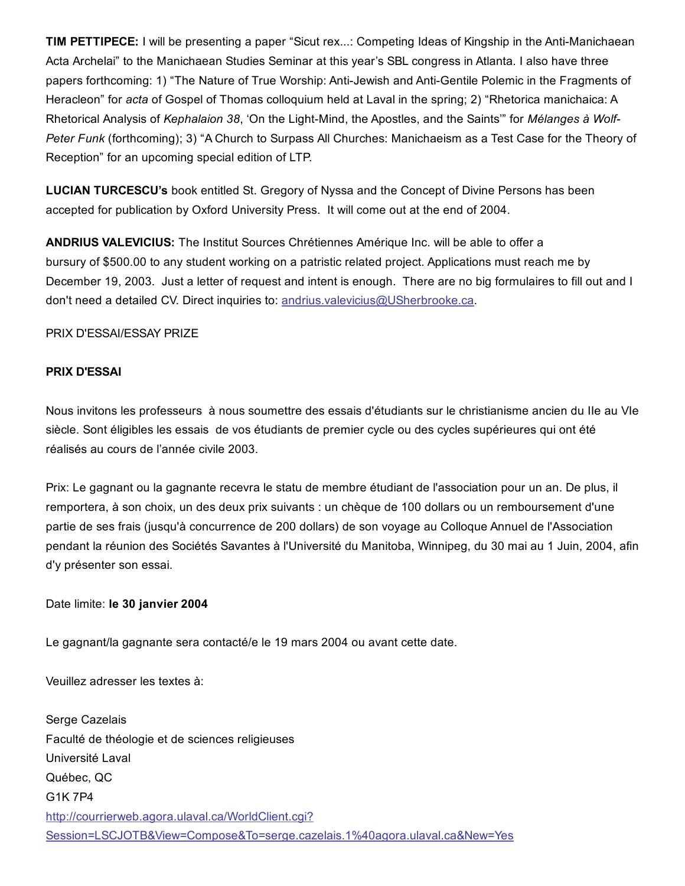**TIM PETTIPECE:** I will be presenting a paper "Sicut rex...: Competing Ideas of Kingship in the Anti-Manichaean Acta Archelai" to the Manichaean Studies Seminar at this year's SBL congress in Atlanta. I also have three papers forthcoming: 1) "The Nature of True Worship: Anti-Jewish and Anti-Gentile Polemic in the Fragments of Heracleon" for *acta* of Gospel of Thomas colloquium held at Laval in the spring; 2) "Rhetorica manichaica: A Rhetorical Analysis of *Kephalaion 38*, 'On the Light-Mind, the Apostles, and the Saints'" for *Mélanges à Wolf-Peter Funk* (forthcoming); 3) "A Church to Surpass All Churches: Manichaeism as a Test Case for the Theory of Reception" for an upcoming special edition of LTP.

**LUCIAN TURCESCU's** book entitled St. Gregory of Nyssa and the Concept of Divine Persons has been accepted for publication by Oxford University Press. It will come out at the end of 2004.

**ANDRIUS VALEVICIUS:** The Institut Sources Chrétiennes Amérique Inc. will be able to offer a bursury of $500.00 to any student working on a patristic related project. Applications must reach me by December 19, 2003. Just a letter of request and intent is enough. There are no big formulaires to fill out and I don't need a detailed CV. Direct inquiries to: [andrius.valevicius@USherbrooke.ca](mailto:andrius.valevicius@USherbrooke.ca).

PRIX D'ESSAI/ESSAY PRIZE

**PRIX D'ESSAI**

Nous invitons les professeurs à nous soumettre des essais d'étudiants sur le christianisme ancien du IIe au VIe siècle. Sont éligibles les essais de vos étudiants de premier cycle ou des cycles supérieures qui ont été réalisés au cours de l'année civile 2003.

Prix: Le gagnant ou la gagnante recevra le statu de membre étudiant de l'association pour un an. De plus, il remportera, à son choix, un des deux prix suivants : un chèque de 100 dollars ou un remboursement d'une partie de ses frais (jusqu'à concurrence de 200 dollars) de son voyage au Colloque Annuel de l'Association pendant la réunion des Sociétés Savantes à l'Université du Manitoba, Winnipeg, du 30 mai au 1 Juin, 2004, afin d'y présenter son essai.

Date limite: **le 30 janvier 2004**

Le gagnant/la gagnante sera contacté/e le 19 mars 2004 ou avant cette date.

Veuillez adresser les textes à:

Serge Cazelais  
Faculté de théologie et de sciences religieuses  
Université Laval  
Québec, QC  
G1K 7P4  
[http://courrierweb.agora.ulaval.ca/WorldClient.cgi?Session=LSCJOTB&View=Compose&To=serge.cazelais.1%40agora.ulaval.ca&New=Yes](http://courrierweb.agora.ulaval.ca/WorldClient.cgi?Session=LSCJOTB&View=Compose&To=serge.cazelais.1%40agora.ulaval.ca&New=Yes)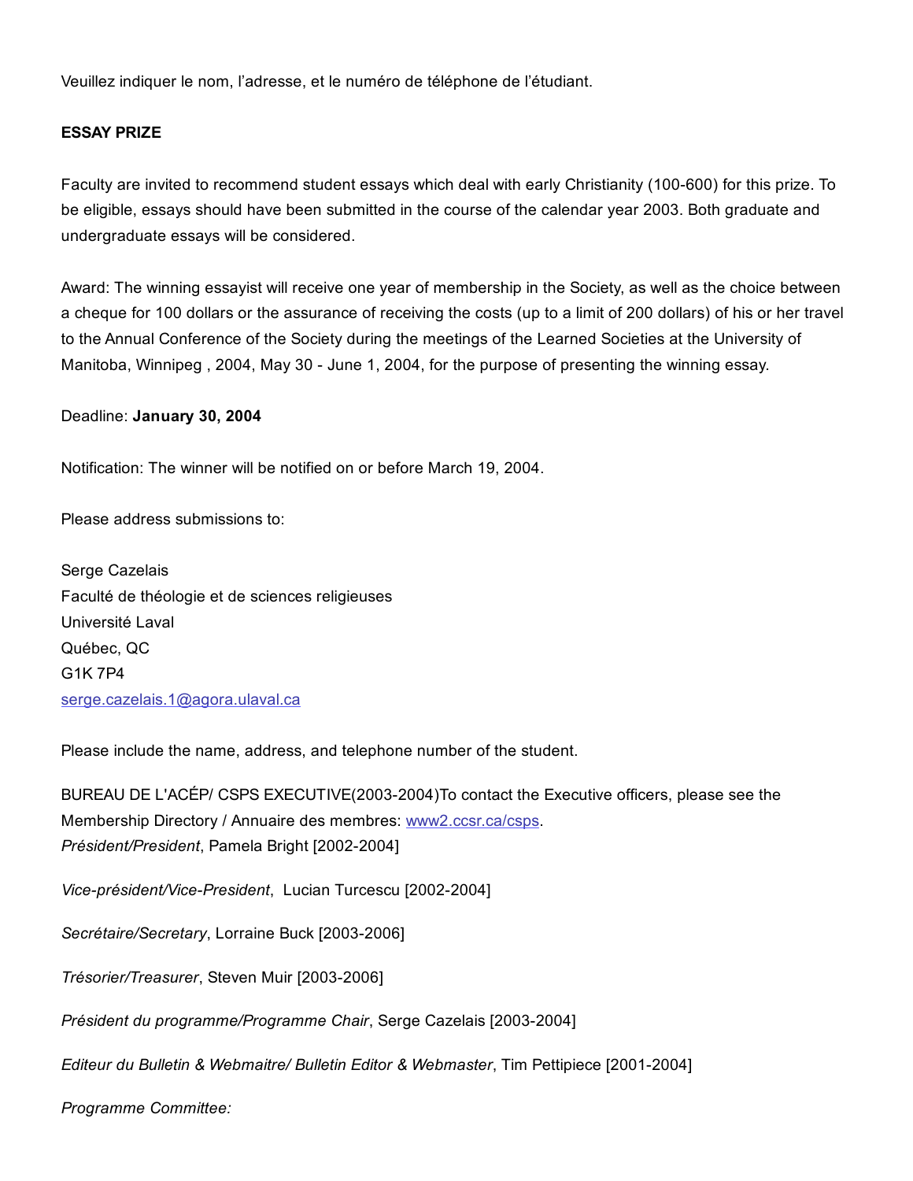Veuillez indiquer le nom, l'adresse, et le numéro de téléphone de l'étudiant.

**ESSAY PRIZE**

Faculty are invited to recommend student essays which deal with early Christianity (100-600) for this prize. To be eligible, essays should have been submitted in the course of the calendar year 2003. Both graduate and undergraduate essays will be considered.

Award: The winning essayist will receive one year of membership in the Society, as well as the choice between a cheque for 100 dollars or the assurance of receiving the costs (up to a limit of 200 dollars) of his or her travel to the Annual Conference of the Society during the meetings of the Learned Societies at the University of Manitoba, Winnipeg , 2004, May 30 - June 1, 2004, for the purpose of presenting the winning essay.

Deadline: **January 30, 2004**

Notification: The winner will be notified on or before March 19, 2004.

Please address submissions to:

Serge Cazelais
Faculté de théologie et de sciences religieuses
Université Laval
Québec, QC
G1K 7P4
serge.cazelais.1@agora.ulaval.ca

Please include the name, address, and telephone number of the student.

BUREAU DE L'ACÉP/ CSPS EXECUTIVE(2003-2004)To contact the Executive officers, please see the Membership Directory / Annuaire des membres: www2.ccsr.ca/csps.
*Président/President*, Pamela Bright [2002-2004]

*Vice-président/Vice-President*, Lucian Turcescu [2002-2004]

*Secrétaire/Secretary*, Lorraine Buck [2003-2006]

*Trésorier/Treasurer*, Steven Muir [2003-2006]

*Président du programme/Programme Chair*, Serge Cazelais [2003-2004]

*Editeur du Bulletin & Webmaitre/ Bulletin Editor & Webmaster*, Tim Pettipiece [2001-2004]

*Programme Committee:*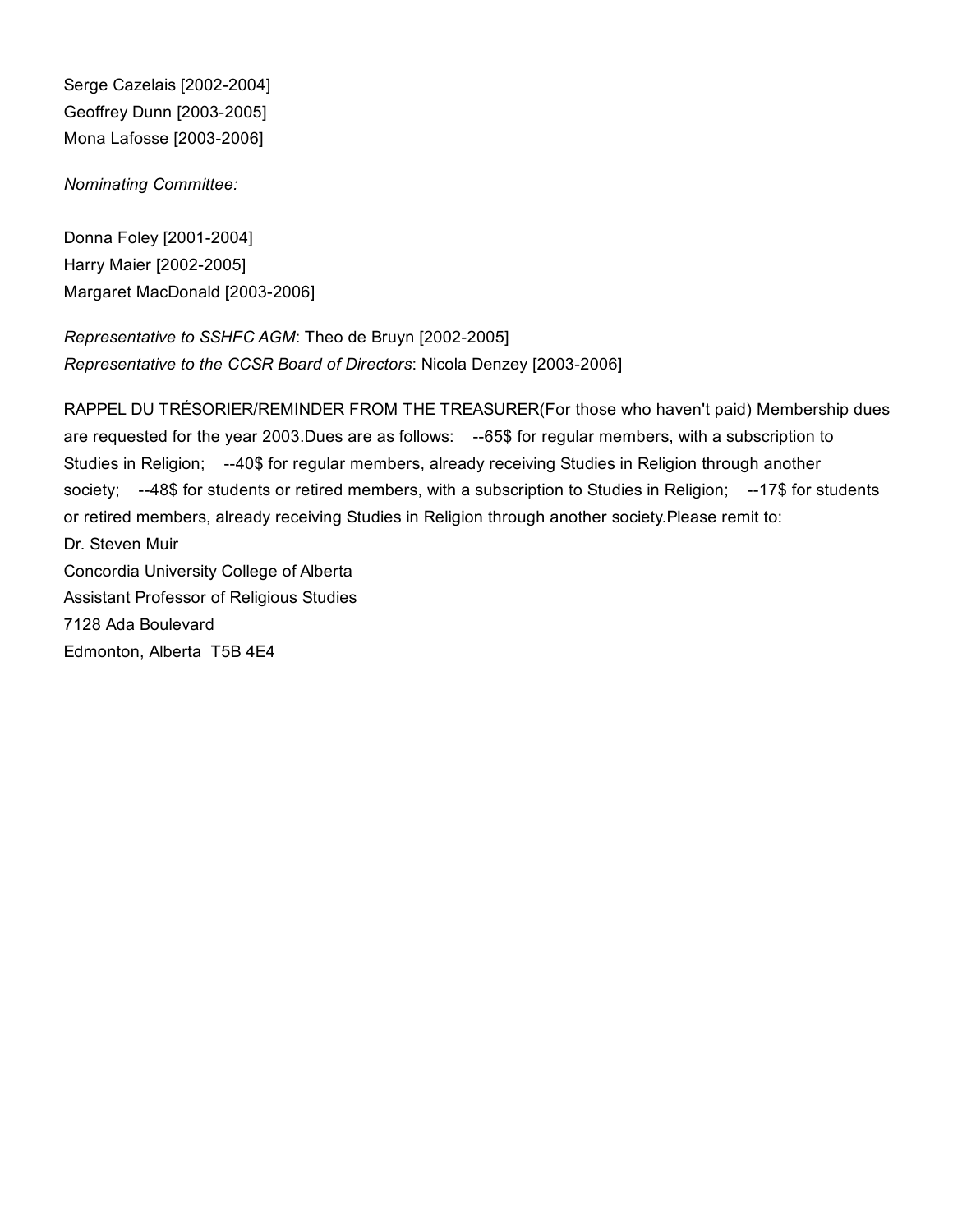Serge Cazelais [2002-2004]  
Geoffrey Dunn [2003-2005]  
Mona Lafosse [2003-2006]

*Nominating Committee:*

Donna Foley [2001-2004]  
Harry Maier [2002-2005]  
Margaret MacDonald [2003-2006]

*Representative to SSHFC AGM*: Theo de Bruyn [2002-2005]  
*Representative to the CCSR Board of Directors*: Nicola Denzey [2003-2006]

RAPPEL DU TRÉSORIER/REMINDER FROM THE TREASURER(For those who haven't paid) Membership dues are requested for the year 2003.Dues are as follows: --65$ for regular members, with a subscription to Studies in Religion; --40$ for regular members, already receiving Studies in Religion through another society; --48$ for students or retired members, with a subscription to Studies in Religion; --17$ for students or retired members, already receiving Studies in Religion through another society.Please remit to:  
Dr. Steven Muir  
Concordia University College of Alberta  
Assistant Professor of Religious Studies  
7128 Ada Boulevard  
Edmonton, Alberta T5B 4E4